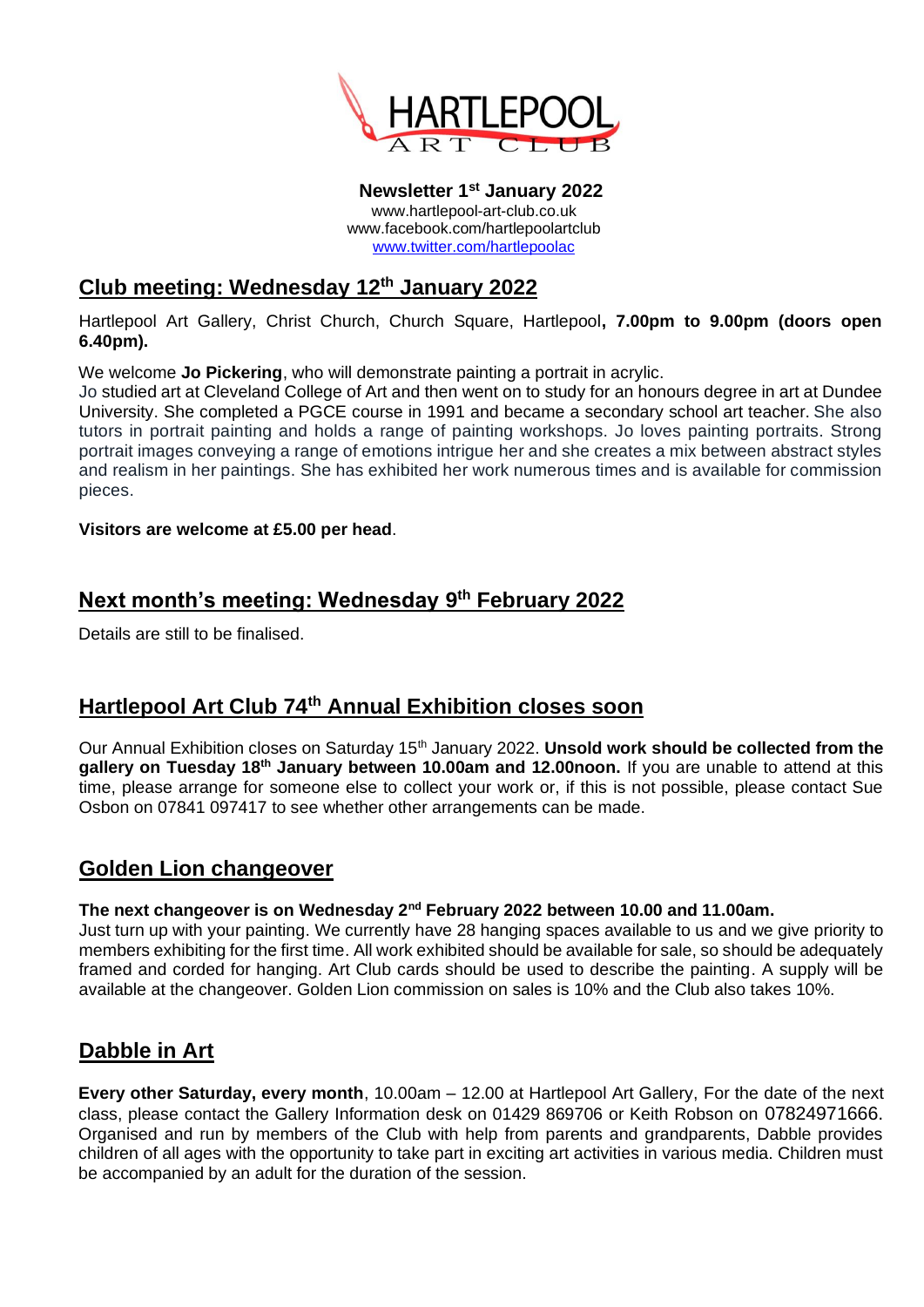**Newsletter 1st January 2022**
www.hartlepool-art-club.co.uk
www.facebook.com/hartlepoolartclub
www.twitter.com/hartlepoolac

## Club meeting: Wednesday 12th January 2022

Hartlepool Art Gallery, Christ Church, Church Square, Hartlepool**, 7.00pm to 9.00pm (doors open 6.40pm).**

We welcome **Jo Pickering**, who will demonstrate painting a portrait in acrylic.
Jo studied art at Cleveland College of Art and then went on to study for an honours degree in art at Dundee University. She completed a PGCE course in 1991 and became a secondary school art teacher. She also tutors in portrait painting and holds a range of painting workshops. Jo loves painting portraits. Strong portrait images conveying a range of emotions intrigue her and she creates a mix between abstract styles and realism in her paintings. She has exhibited her work numerous times and is available for commission pieces.

**Visitors are welcome at £5.00 per head**.

## Next month's meeting: Wednesday 9th February 2022

Details are still to be finalised.

## Hartlepool Art Club 74th Annual Exhibition closes soon

Our Annual Exhibition closes on Saturday 15th January 2022. **Unsold work should be collected from the gallery on Tuesday 18th January between 10.00am and 12.00noon.** If you are unable to attend at this time, please arrange for someone else to collect your work or, if this is not possible, please contact Sue Osbon on 07841 097417 to see whether other arrangements can be made.

## Golden Lion changeover

**The next changeover is on Wednesday 2nd February 2022 between 10.00 and 11.00am.**
Just turn up with your painting. We currently have 28 hanging spaces available to us and we give priority to members exhibiting for the first time. All work exhibited should be available for sale, so should be adequately framed and corded for hanging. Art Club cards should be used to describe the painting. A supply will be available at the changeover. Golden Lion commission on sales is 10% and the Club also takes 10%.

## Dabble in Art

**Every other Saturday, every month**, 10.00am – 12.00 at Hartlepool Art Gallery, For the date of the next class, please contact the Gallery Information desk on 01429 869706 or Keith Robson on 07824971666. Organised and run by members of the Club with help from parents and grandparents, Dabble provides children of all ages with the opportunity to take part in exciting art activities in various media. Children must be accompanied by an adult for the duration of the session.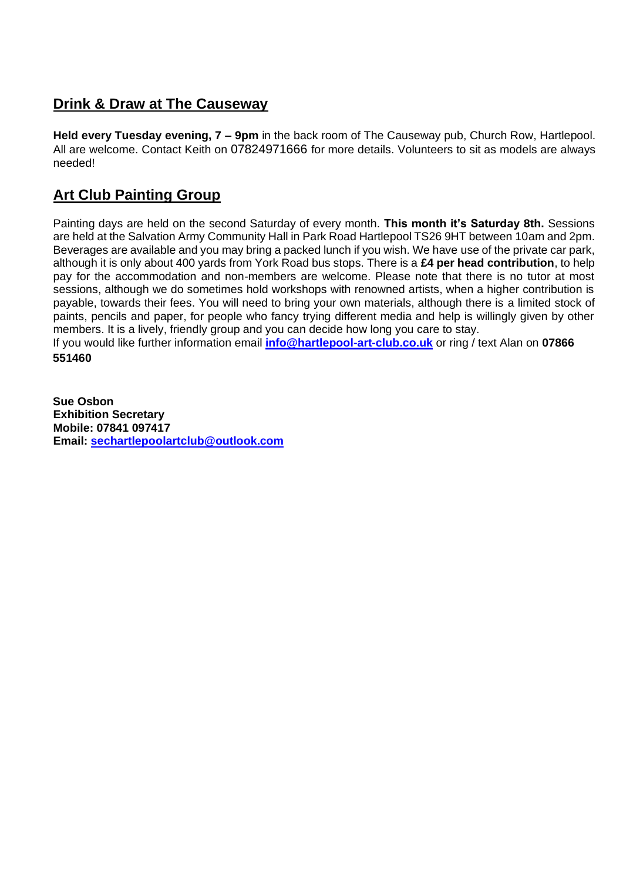## Drink & Draw at The Causeway

**Held every Tuesday evening, 7 – 9pm** in the back room of The Causeway pub, Church Row, Hartlepool. All are welcome. Contact Keith on 07824971666 for more details. Volunteers to sit as models are always needed!

## Art Club Painting Group

Painting days are held on the second Saturday of every month. **This month it's Saturday 8th.** Sessions are held at the Salvation Army Community Hall in Park Road Hartlepool TS26 9HT between 10am and 2pm. Beverages are available and you may bring a packed lunch if you wish. We have use of the private car park, although it is only about 400 yards from York Road bus stops. There is a **£4 per head contribution**, to help pay for the accommodation and non-members are welcome. Please note that there is no tutor at most sessions, although we do sometimes hold workshops with renowned artists, when a higher contribution is payable, towards their fees. You will need to bring your own materials, although there is a limited stock of paints, pencils and paper, for people who fancy trying different media and help is willingly given by other members. It is a lively, friendly group and you can decide how long you care to stay.
If you would like further information email **info@hartlepool-art-club.co.uk** or ring / text Alan on **07866 551460**

**Sue Osbon**
**Exhibition Secretary**
**Mobile: 07841 097417**
**Email: sechartlepoolartclub@outlook.com**